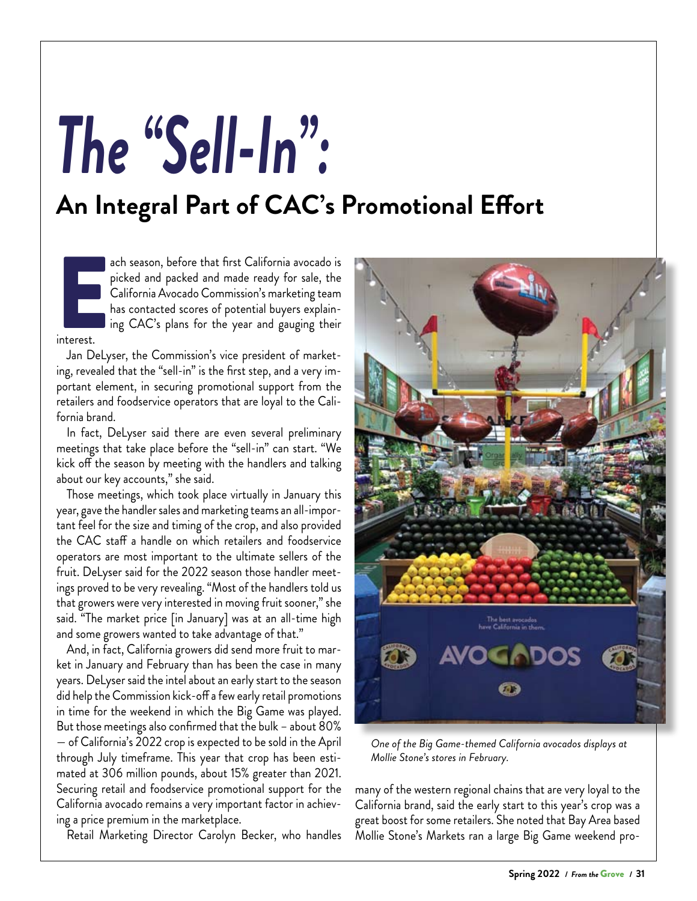# The "Sell-In":

## An Integral Part of CAC's Promotional Effort

Each season, before that first California avocado is picked and packed and made ready for sale, the California Avocado Commission's marketing team has contacted scores of potential buyers explaining CAC's plans for the year and gauging their interest.

Jan DeLyser, the Commission's vice president of marketing, revealed that the "sell-in" is the first step, and a very important element, in securing promotional support from the retailers and foodservice operators that are loyal to the California brand.

In fact, DeLyser said there are even several preliminary meetings that take place before the "sell-in" can start. "We kick off the season by meeting with the handlers and talking about our key accounts," she said.

Those meetings, which took place virtually in January this year, gave the handler sales and marketing teams an all-important feel for the size and timing of the crop, and also provided the CAC staff a handle on which retailers and foodservice operators are most important to the ultimate sellers of the fruit. DeLyser said for the 2022 season those handler meetings proved to be very revealing. "Most of the handlers told us that growers were very interested in moving fruit sooner," she said. "The market price [in January] was at an all-time high and some growers wanted to take advantage of that."

And, in fact, California growers did send more fruit to market in January and February than has been the case in many years. DeLyser said the intel about an early start to the season did help the Commission kick-off a few early retail promotions in time for the weekend in which the Big Game was played. But those meetings also confirmed that the bulk – about 80% – of California's 2022 crop is expected to be sold in the April through July timeframe. This year that crop has been estimated at 306 million pounds, about 15% greater than 2021. Securing retail and foodservice promotional support for the California avocado remains a very important factor in achieving a price premium in the marketplace.

*One of the Big Game-themed California avocados displays at Mollie Stone's stores in February.*

Retail Marketing Director Carolyn Becker, who handles many of the western regional chains that are very loyal to the California brand, said the early start to this year's crop was a great boost for some retailers. She noted that Bay Area based Mollie Stone's Markets ran a large Big Game weekend pro-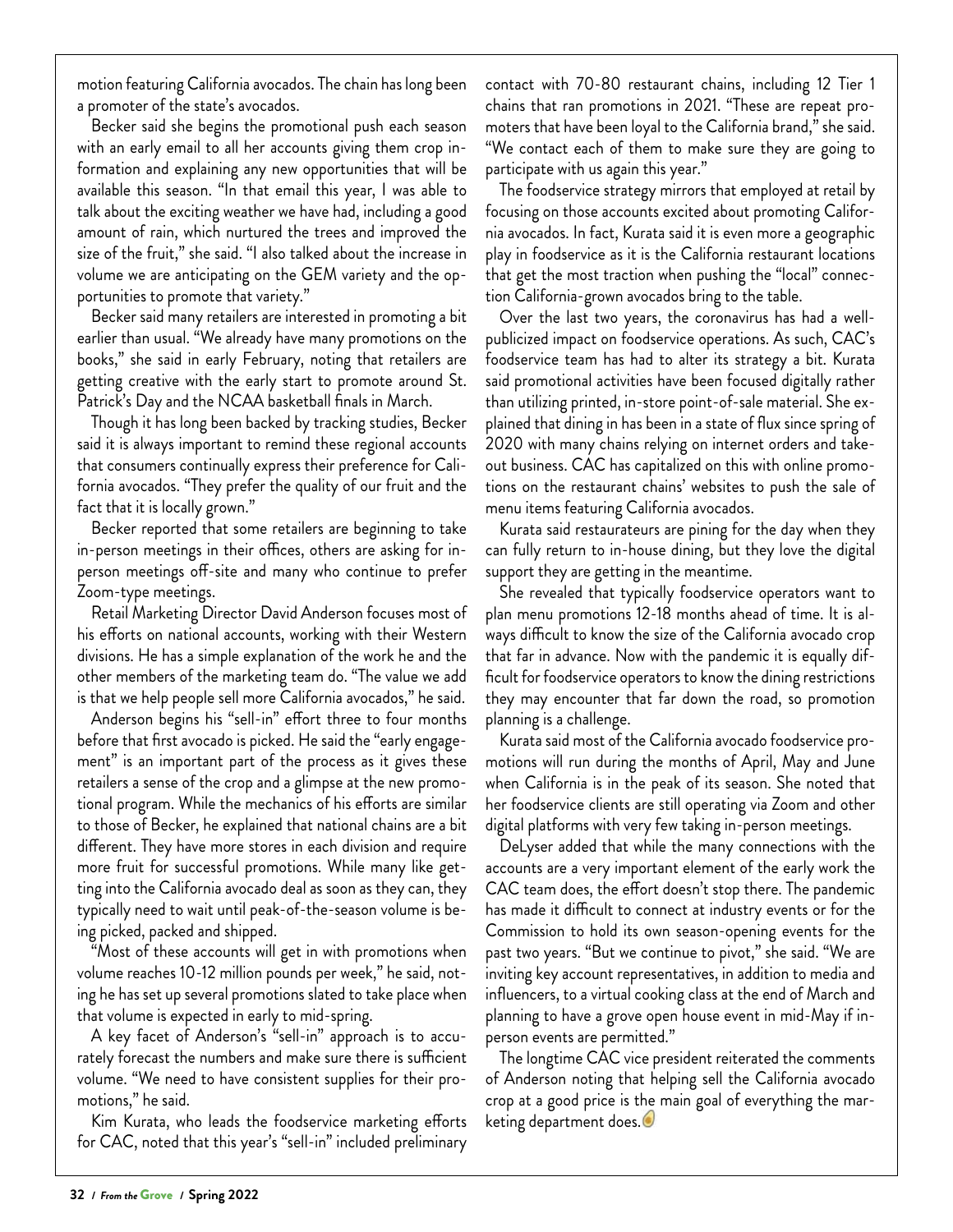motion featuring California avocados. The chain has long been a promoter of the state's avocados.

Becker said she begins the promotional push each season with an early email to all her accounts giving them crop information and explaining any new opportunities that will be available this season. "In that email this year, I was able to talk about the exciting weather we have had, including a good amount of rain, which nurtured the trees and improved the size of the fruit," she said. "I also talked about the increase in volume we are anticipating on the GEM variety and the opportunities to promote that variety."

Becker said many retailers are interested in promoting a bit earlier than usual. "We already have many promotions on the books," she said in early February, noting that retailers are getting creative with the early start to promote around St. Patrick's Day and the NCAA basketball finals in March.

Though it has long been backed by tracking studies, Becker said it is always important to remind these regional accounts that consumers continually express their preference for California avocados. "They prefer the quality of our fruit and the fact that it is locally grown."

Becker reported that some retailers are beginning to take in-person meetings in their offices, others are asking for in-person meetings off-site and many who continue to prefer Zoom-type meetings.

Retail Marketing Director David Anderson focuses most of his efforts on national accounts, working with their Western divisions. He has a simple explanation of the work he and the other members of the marketing team do. "The value we add is that we help people sell more California avocados," he said.

Anderson begins his "sell-in" effort three to four months before that first avocado is picked. He said the "early engagement" is an important part of the process as it gives these retailers a sense of the crop and a glimpse at the new promotional program. While the mechanics of his efforts are similar to those of Becker, he explained that national chains are a bit different. They have more stores in each division and require more fruit for successful promotions. While many like getting into the California avocado deal as soon as they can, they typically need to wait until peak-of-the-season volume is being picked, packed and shipped.

"Most of these accounts will get in with promotions when volume reaches 10-12 million pounds per week," he said, noting he has set up several promotions slated to take place when that volume is expected in early to mid-spring.

A key facet of Anderson's "sell-in" approach is to accurately forecast the numbers and make sure there is sufficient volume. "We need to have consistent supplies for their promotions," he said.

Kim Kurata, who leads the foodservice marketing efforts for CAC, noted that this year's "sell-in" included preliminary contact with 70-80 restaurant chains, including 12 Tier 1 chains that ran promotions in 2021. "These are repeat promoters that have been loyal to the California brand," she said. "We contact each of them to make sure they are going to participate with us again this year."

The foodservice strategy mirrors that employed at retail by focusing on those accounts excited about promoting California avocados. In fact, Kurata said it is even more a geographic play in foodservice as it is the California restaurant locations that get the most traction when pushing the "local" connection California-grown avocados bring to the table.

Over the last two years, the coronavirus has had a well-publicized impact on foodservice operations. As such, CAC's foodservice team has had to alter its strategy a bit. Kurata said promotional activities have been focused digitally rather than utilizing printed, in-store point-of-sale material. She explained that dining in has been in a state of flux since spring of 2020 with many chains relying on internet orders and take-out business. CAC has capitalized on this with online promotions on the restaurant chains' websites to push the sale of menu items featuring California avocados.

Kurata said restaurateurs are pining for the day when they can fully return to in-house dining, but they love the digital support they are getting in the meantime.

She revealed that typically foodservice operators want to plan menu promotions 12-18 months ahead of time. It is always difficult to know the size of the California avocado crop that far in advance. Now with the pandemic it is equally difficult for foodservice operators to know the dining restrictions they may encounter that far down the road, so promotion planning is a challenge.

Kurata said most of the California avocado foodservice promotions will run during the months of April, May and June when California is in the peak of its season. She noted that her foodservice clients are still operating via Zoom and other digital platforms with very few taking in-person meetings.

DeLyser added that while the many connections with the accounts are a very important element of the early work the CAC team does, the effort doesn't stop there. The pandemic has made it difficult to connect at industry events or for the Commission to hold its own season-opening events for the past two years. "But we continue to pivot," she said. "We are inviting key account representatives, in addition to media and influencers, to a virtual cooking class at the end of March and planning to have a grove open house event in mid-May if in-person events are permitted."

The longtime CAC vice president reiterated the comments of Anderson noting that helping sell the California avocado crop at a good price is the main goal of everything the marketing department does.